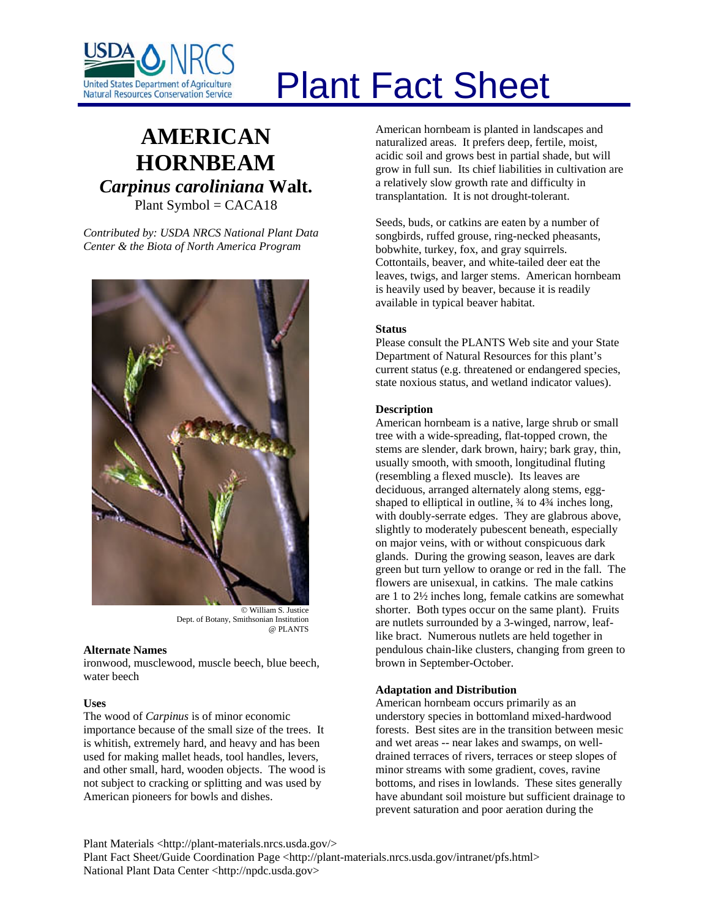# Plant Fact Sheet

## AMERICAN HORNBEAM

### *Carpinus caroliniana* Walt.

Plant Symbol = CACA18

*Contributed by: USDA NRCS National Plant Data Center & the Biota of North America Program*

© William S. Justice
Dept. of Botany, Smithsonian Institution
@ PLANTS

### Alternate Names

ironwood, musclewood, muscle beech, blue beech, water beech

### Uses

The wood of *Carpinus* is of minor economic importance because of the small size of the trees. It is whitish, extremely hard, and heavy and has been used for making mallet heads, tool handles, levers, and other small, hard, wooden objects. The wood is not subject to cracking or splitting and was used by American pioneers for bowls and dishes.

American hornbeam is planted in landscapes and naturalized areas. It prefers deep, fertile, moist, acidic soil and grows best in partial shade, but will grow in full sun. Its chief liabilities in cultivation are a relatively slow growth rate and difficulty in transplantation. It is not drought-tolerant.

Seeds, buds, or catkins are eaten by a number of songbirds, ruffed grouse, ring-necked pheasants, bobwhite, turkey, fox, and gray squirrels. Cottontails, beaver, and white-tailed deer eat the leaves, twigs, and larger stems. American hornbeam is heavily used by beaver, because it is readily available in typical beaver habitat.

### Status

Please consult the PLANTS Web site and your State Department of Natural Resources for this plant's current status (e.g. threatened or endangered species, state noxious status, and wetland indicator values).

### Description

American hornbeam is a native, large shrub or small tree with a wide-spreading, flat-topped crown, the stems are slender, dark brown, hairy; bark gray, thin, usually smooth, with smooth, longitudinal fluting (resembling a flexed muscle). Its leaves are deciduous, arranged alternately along stems, egg-shaped to elliptical in outline, ¾ to 4¾ inches long, with doubly-serrate edges. They are glabrous above, slightly to moderately pubescent beneath, especially on major veins, with or without conspicuous dark glands. During the growing season, leaves are dark green but turn yellow to orange or red in the fall. The flowers are unisexual, in catkins. The male catkins are 1 to 2½ inches long, female catkins are somewhat shorter. Both types occur on the same plant). Fruits are nutlets surrounded by a 3-winged, narrow, leaf-like bract. Numerous nutlets are held together in pendulous chain-like clusters, changing from green to brown in September-October.

### Adaptation and Distribution

American hornbeam occurs primarily as an understory species in bottomland mixed-hardwood forests. Best sites are in the transition between mesic and wet areas -- near lakes and swamps, on well-drained terraces of rivers, terraces or steep slopes of minor streams with some gradient, coves, ravine bottoms, and rises in lowlands. These sites generally have abundant soil moisture but sufficient drainage to prevent saturation and poor aeration during the

Plant Materials <http://plant-materials.nrcs.usda.gov/>
Plant Fact Sheet/Guide Coordination Page <http://plant-materials.nrcs.usda.gov/intranet/pfs.html>
National Plant Data Center <http://npdc.usda.gov>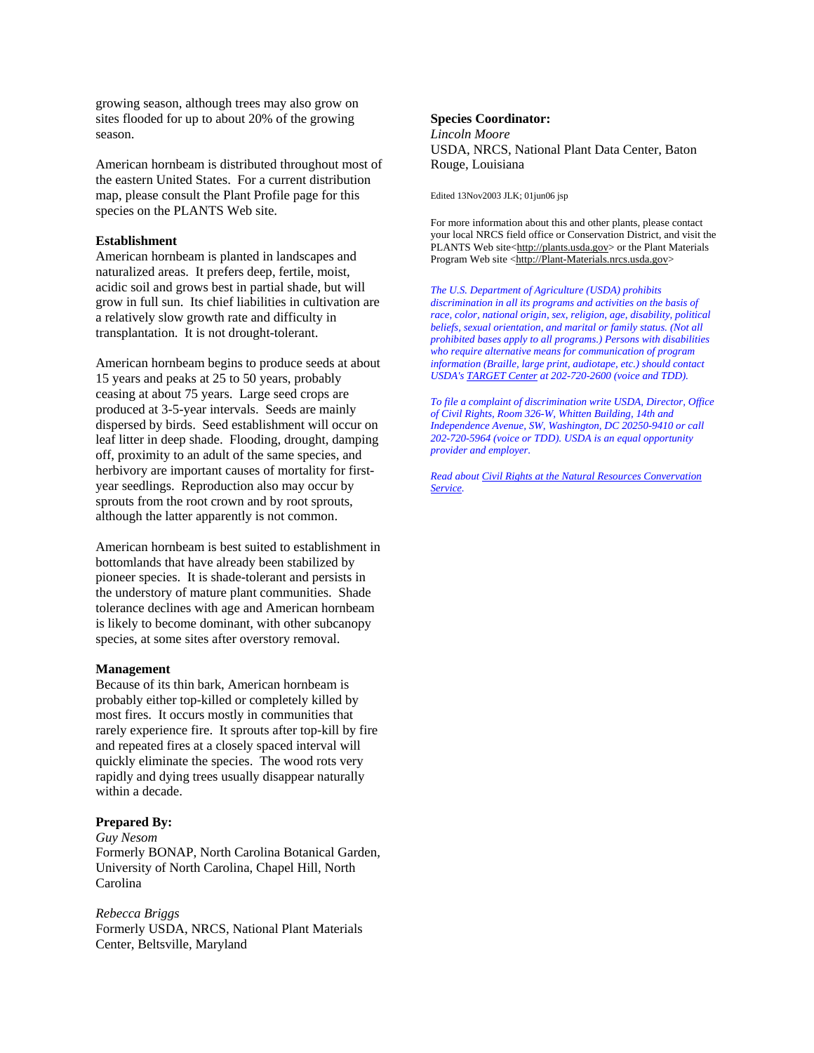growing season, although trees may also grow on sites flooded for up to about 20% of the growing season.

American hornbeam is distributed throughout most of the eastern United States. For a current distribution map, please consult the Plant Profile page for this species on the PLANTS Web site.

### Establishment

American hornbeam is planted in landscapes and naturalized areas. It prefers deep, fertile, moist, acidic soil and grows best in partial shade, but will grow in full sun. Its chief liabilities in cultivation are a relatively slow growth rate and difficulty in transplantation. It is not drought-tolerant.

American hornbeam begins to produce seeds at about 15 years and peaks at 25 to 50 years, probably ceasing at about 75 years. Large seed crops are produced at 3-5-year intervals. Seeds are mainly dispersed by birds. Seed establishment will occur on leaf litter in deep shade. Flooding, drought, damping off, proximity to an adult of the same species, and herbivory are important causes of mortality for first-year seedlings. Reproduction also may occur by sprouts from the root crown and by root sprouts, although the latter apparently is not common.

American hornbeam is best suited to establishment in bottomlands that have already been stabilized by pioneer species. It is shade-tolerant and persists in the understory of mature plant communities. Shade tolerance declines with age and American hornbeam is likely to become dominant, with other subcanopy species, at some sites after overstory removal.

### Management

Because of its thin bark, American hornbeam is probably either top-killed or completely killed by most fires. It occurs mostly in communities that rarely experience fire. It sprouts after top-kill by fire and repeated fires at a closely spaced interval will quickly eliminate the species. The wood rots very rapidly and dying trees usually disappear naturally within a decade.

### Prepared By:

*Guy Nesom*
Formerly BONAP, North Carolina Botanical Garden, University of North Carolina, Chapel Hill, North Carolina

*Rebecca Briggs*
Formerly USDA, NRCS, National Plant Materials Center, Beltsville, Maryland

### Species Coordinator:

*Lincoln Moore*
USDA, NRCS, National Plant Data Center, Baton Rouge, Louisiana

Edited 13Nov2003 JLK; 01jun06 jsp

For more information about this and other plants, please contact your local NRCS field office or Conservation District, and visit the PLANTS Web site<http://plants.usda.gov> or the Plant Materials Program Web site <http://Plant-Materials.nrcs.usda.gov>

*The U.S. Department of Agriculture (USDA) prohibits discrimination in all its programs and activities on the basis of race, color, national origin, sex, religion, age, disability, political beliefs, sexual orientation, and marital or family status. (Not all prohibited bases apply to all programs.) Persons with disabilities who require alternative means for communication of program information (Braille, large print, audiotape, etc.) should contact USDA's TARGET Center at 202-720-2600 (voice and TDD).*

*To file a complaint of discrimination write USDA, Director, Office of Civil Rights, Room 326-W, Whitten Building, 14th and Independence Avenue, SW, Washington, DC 20250-9410 or call 202-720-5964 (voice or TDD). USDA is an equal opportunity provider and employer.*

*Read about Civil Rights at the Natural Resources Convervation Service.*